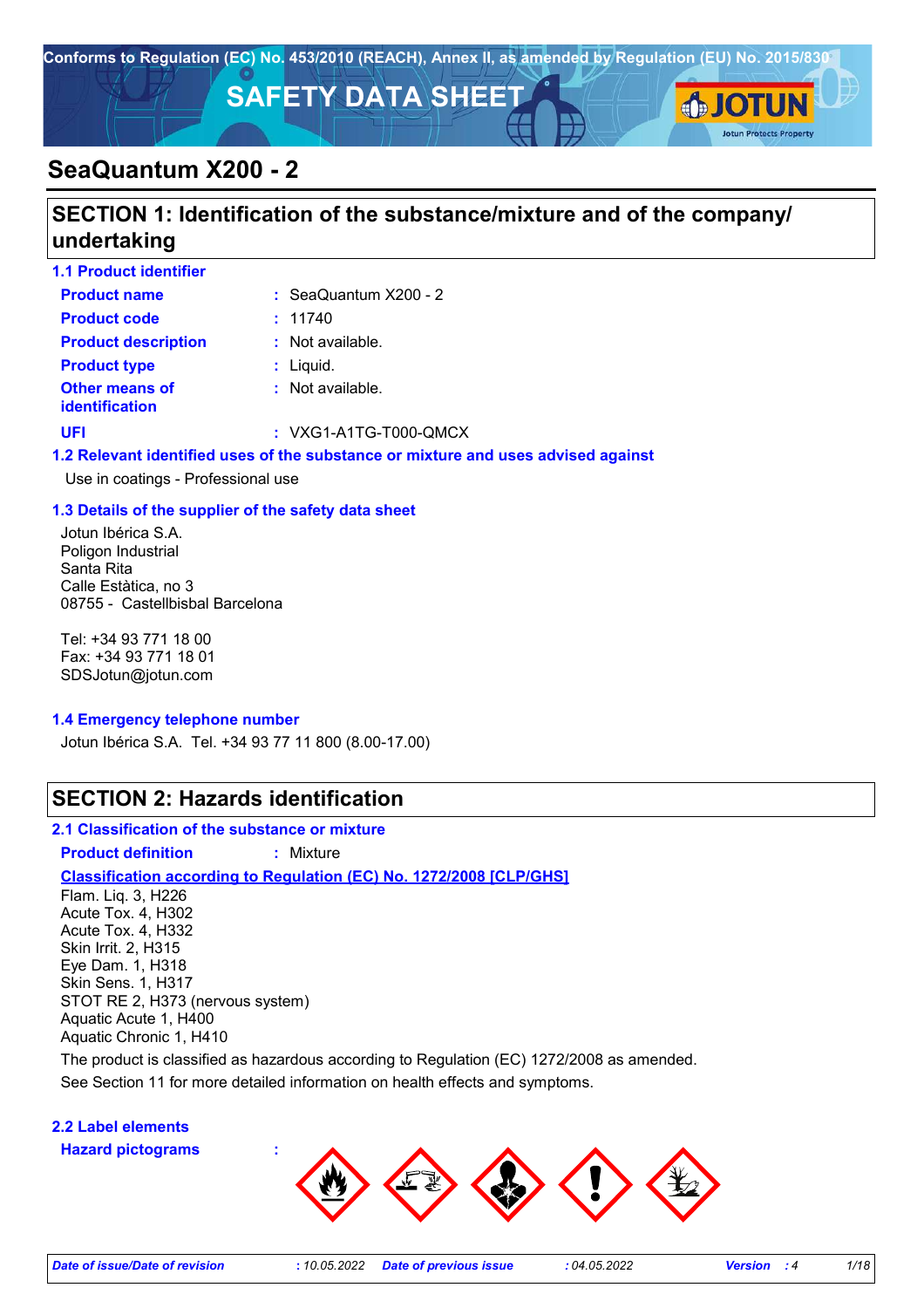Conforms to Regulation (EC) No. 453/2010 (REACH), Annex II, as amended by Regulation (EU) No. 2015/830

# SAFETY DATA SHEET

# SeaQuantum X200 - 2

## SECTION 1: Identification of the substance/mixture and of the company/ undertaking

### 1.1 Product identifier

| | | |
|---|---|---|
| **Product name** | : | SeaQuantum X200 - 2 |
| **Product code** | : | 11740 |
| **Product description** | : | Not available. |
| **Product type** | : | Liquid. |
| **Other means of identification** | : | Not available. |
| **UFI** | : | VXG1-A1TG-T000-QMCX |

### 1.2 Relevant identified uses of the substance or mixture and uses advised against

Use in coatings - Professional use

### 1.3 Details of the supplier of the safety data sheet

Jotun Ibérica S.A.
Poligon Industrial
Santa Rita
Calle Estàtica, no 3
08755 - Castellbisbal Barcelona

Tel: +34 93 771 18 00
Fax: +34 93 771 18 01
SDSJotun@jotun.com

### 1.4 Emergency telephone number

Jotun Ibérica S.A. Tel. +34 93 77 11 800 (8.00-17.00)

## SECTION 2: Hazards identification

### 2.1 Classification of the substance or mixture

**Product definition** : Mixture

**Classification according to Regulation (EC) No. 1272/2008 [CLP/GHS]**

Flam. Liq. 3, H226
Acute Tox. 4, H302
Acute Tox. 4, H332
Skin Irrit. 2, H315
Eye Dam. 1, H318
Skin Sens. 1, H317
STOT RE 2, H373 (nervous system)
Aquatic Acute 1, H400
Aquatic Chronic 1, H410

The product is classified as hazardous according to Regulation (EC) 1272/2008 as amended.

See Section 11 for more detailed information on health effects and symptoms.

### 2.2 Label elements

**Hazard pictograms** :

*Date of issue/Date of revision* : 10.05.2022 *Date of previous issue* : 04.05.2022 *Version* : 4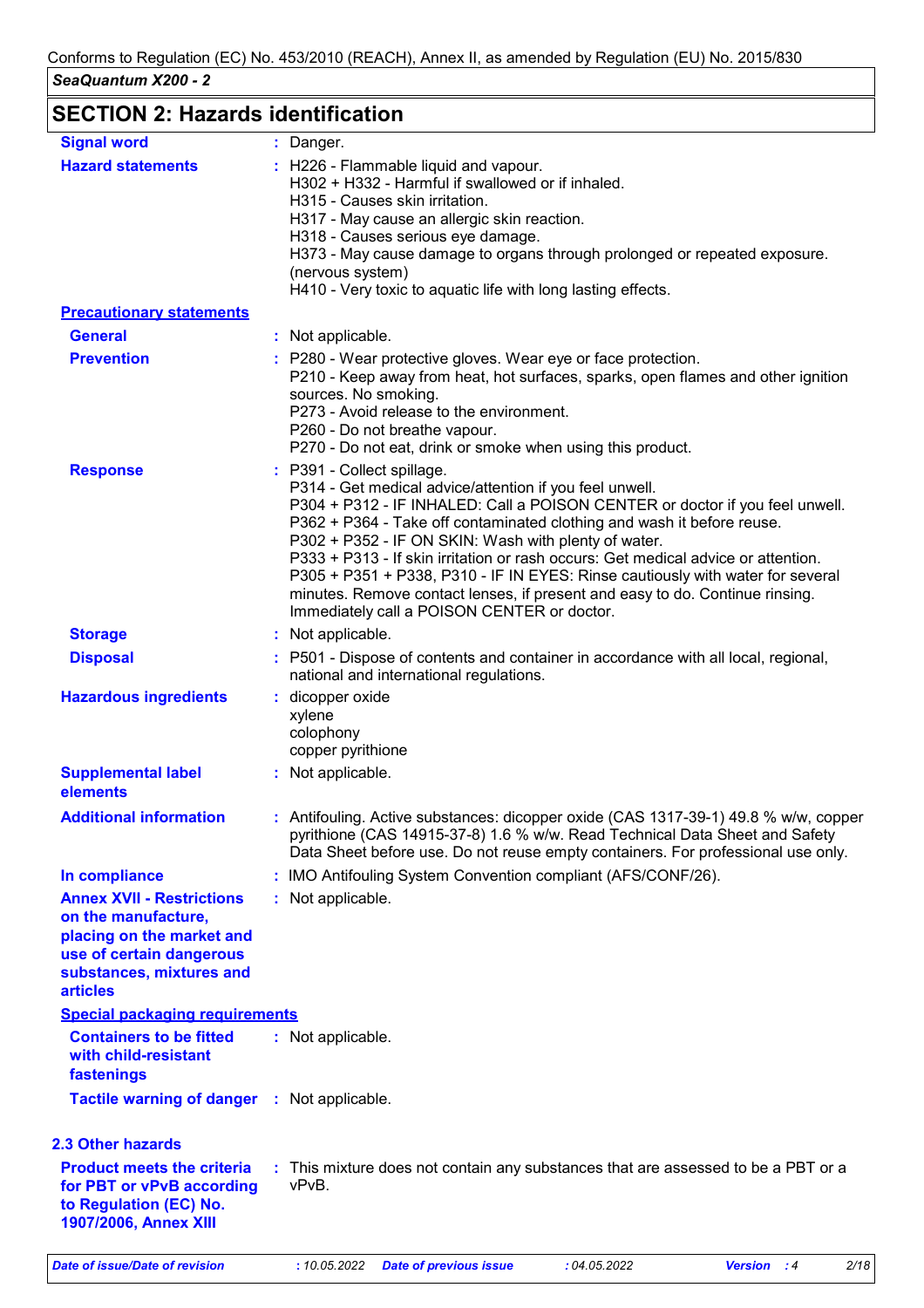## SECTION 2: Hazards identification

| | | |
|---|---|---|
| **Signal word** | : | Danger. |
| **Hazard statements** | : | H226 - Flammable liquid and vapour.<br>H302 + H332 - Harmful if swallowed or if inhaled.<br>H315 - Causes skin irritation.<br>H317 - May cause an allergic skin reaction.<br>H318 - Causes serious eye damage.<br>H373 - May cause damage to organs through prolonged or repeated exposure. (nervous system)<br>H410 - Very toxic to aquatic life with long lasting effects. |

**Precautionary statements**

| | | |
|---|---|---|
| **General** | : | Not applicable. |
| **Prevention** | : | P280 - Wear protective gloves. Wear eye or face protection.<br>P210 - Keep away from heat, hot surfaces, sparks, open flames and other ignition sources. No smoking.<br>P273 - Avoid release to the environment.<br>P260 - Do not breathe vapour.<br>P270 - Do not eat, drink or smoke when using this product. |
| **Response** | : | P391 - Collect spillage.<br>P314 - Get medical advice/attention if you feel unwell.<br>P304 + P312 - IF INHALED: Call a POISON CENTER or doctor if you feel unwell.<br>P362 + P364 - Take off contaminated clothing and wash it before reuse.<br>P302 + P352 - IF ON SKIN: Wash with plenty of water.<br>P333 + P313 - If skin irritation or rash occurs: Get medical advice or attention.<br>P305 + P351 + P338, P310 - IF IN EYES: Rinse cautiously with water for several minutes. Remove contact lenses, if present and easy to do. Continue rinsing. Immediately call a POISON CENTER or doctor. |
| **Storage** | : | Not applicable. |
| **Disposal** | : | P501 - Dispose of contents and container in accordance with all local, regional, national and international regulations. |
| **Hazardous ingredients** | : | dicopper oxide<br>xylene<br>colophony<br>copper pyrithione |
| **Supplemental label elements** | : | Not applicable. |
| **Additional information** | : | Antifouling. Active substances: dicopper oxide (CAS 1317-39-1) 49.8 % w/w, copper pyrithione (CAS 14915-37-8) 1.6 % w/w. Read Technical Data Sheet and Safety Data Sheet before use. Do not reuse empty containers. For professional use only. |
| **In compliance** | : | IMO Antifouling System Convention compliant (AFS/CONF/26). |
| **Annex XVII - Restrictions on the manufacture, placing on the market and use of certain dangerous substances, mixtures and articles** | : | Not applicable. |

**Special packaging requirements**

| | | |
|---|---|---|
| **Containers to be fitted with child-resistant fastenings** | : | Not applicable. |
| **Tactile warning of danger** | : | Not applicable. |

### 2.3 Other hazards

| | | |
|---|---|---|
| **Product meets the criteria for PBT or vPvB according to Regulation (EC) No. 1907/2006, Annex XIII** | : | This mixture does not contain any substances that are assessed to be a PBT or a vPvB. |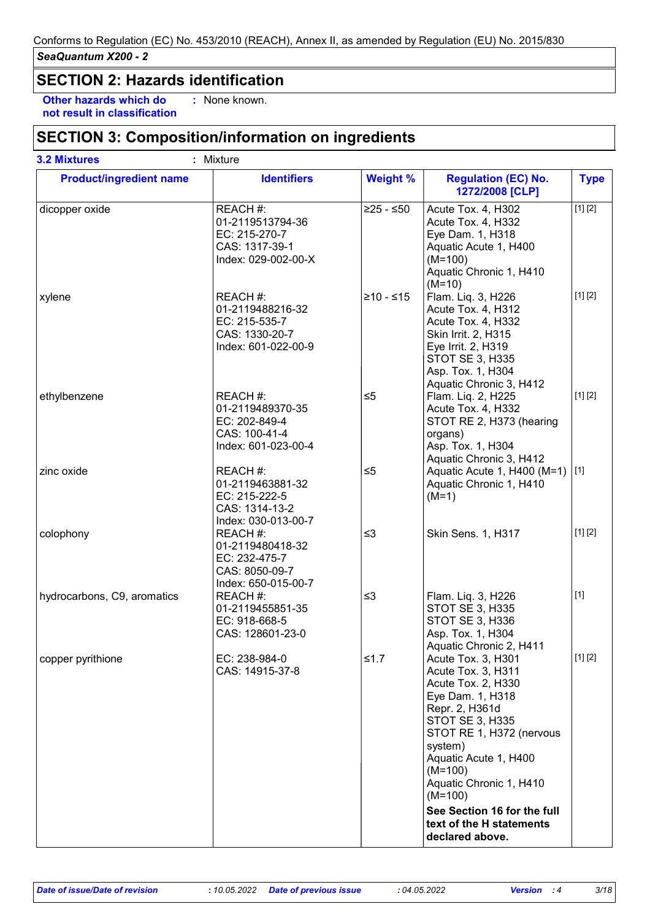Conforms to Regulation (EC) No. 453/2010 (REACH), Annex II, as amended by Regulation (EU) No. 2015/830

*SeaQuantum X200 - 2*

## SECTION 2: Hazards identification

**Other hazards which do not result in classification** : None known.

## SECTION 3: Composition/information on ingredients

**3.2 Mixtures** : Mixture

| Product/ingredient name | Identifiers | Weight % | Regulation (EC) No. 1272/2008 [CLP] | Type |
|---|---|---|---|---|
| dicopper oxide | REACH #: 01-2119513794-36<br>EC: 215-270-7<br>CAS: 1317-39-1<br>Index: 029-002-00-X | ≥25 - ≤50 | Acute Tox. 4, H302<br>Acute Tox. 4, H332<br>Eye Dam. 1, H318<br>Aquatic Acute 1, H400 (M=100)<br>Aquatic Chronic 1, H410 (M=10) | [1] [2] |
| xylene | REACH #: 01-2119488216-32<br>EC: 215-535-7<br>CAS: 1330-20-7<br>Index: 601-022-00-9 | ≥10 - ≤15 | Flam. Liq. 3, H226<br>Acute Tox. 4, H312<br>Acute Tox. 4, H332<br>Skin Irrit. 2, H315<br>Eye Irrit. 2, H319<br>STOT SE 3, H335<br>Asp. Tox. 1, H304<br>Aquatic Chronic 3, H412 | [1] [2] |
| ethylbenzene | REACH #: 01-2119489370-35<br>EC: 202-849-4<br>CAS: 100-41-4<br>Index: 601-023-00-4 | ≤5 | Flam. Liq. 2, H225<br>Acute Tox. 4, H332<br>STOT RE 2, H373 (hearing organs)<br>Asp. Tox. 1, H304<br>Aquatic Chronic 3, H412 | [1] [2] |
| zinc oxide | REACH #: 01-2119463881-32<br>EC: 215-222-5<br>CAS: 1314-13-2<br>Index: 030-013-00-7 | ≤5 | Aquatic Acute 1, H400 (M=1)<br>Aquatic Chronic 1, H410 (M=1) | [1] |
| colophony | REACH #: 01-2119480418-32<br>EC: 232-475-7<br>CAS: 8050-09-7<br>Index: 650-015-00-7 | ≤3 | Skin Sens. 1, H317 | [1] [2] |
| hydrocarbons, C9, aromatics | REACH #: 01-2119455851-35<br>EC: 918-668-5<br>CAS: 128601-23-0 | ≤3 | Flam. Liq. 3, H226<br>STOT SE 3, H335<br>STOT SE 3, H336<br>Asp. Tox. 1, H304<br>Aquatic Chronic 2, H411 | [1] |
| copper pyrithione | EC: 238-984-0<br>CAS: 14915-37-8 | ≤1.7 | Acute Tox. 3, H301<br>Acute Tox. 3, H311<br>Acute Tox. 2, H330<br>Eye Dam. 1, H318<br>Repr. 2, H361d<br>STOT SE 3, H335<br>STOT RE 1, H372 (nervous system)<br>Aquatic Acute 1, H400 (M=100)<br>Aquatic Chronic 1, H410 (M=100)<br>**See Section 16 for the full text of the H statements declared above.** | [1] [2] |

*Date of issue/Date of revision* : 10.05.2022 *Date of previous issue* : 04.05.2022 *Version* : 4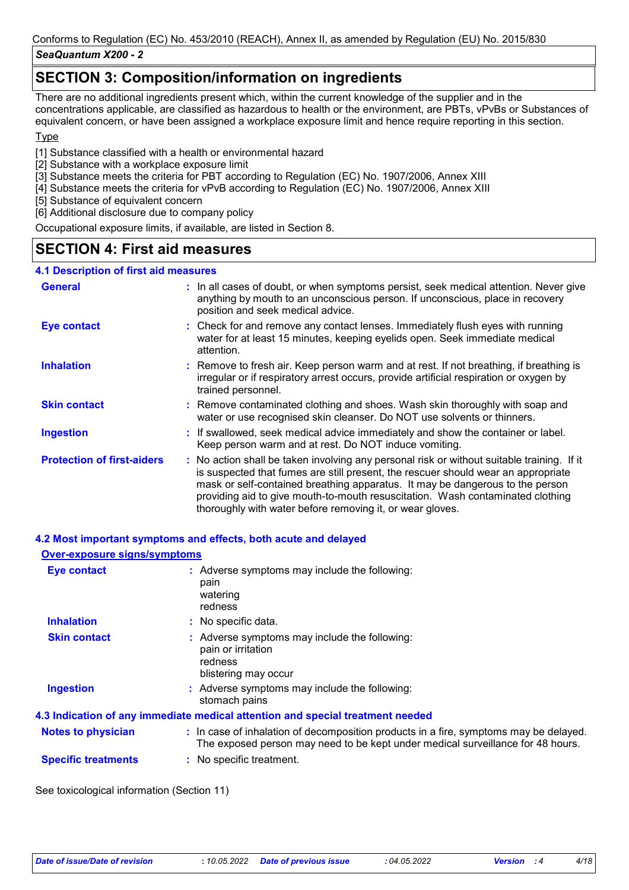## SECTION 3: Composition/information on ingredients

There are no additional ingredients present which, within the current knowledge of the supplier and in the concentrations applicable, are classified as hazardous to health or the environment, are PBTs, vPvBs or Substances of equivalent concern, or have been assigned a workplace exposure limit and hence require reporting in this section.

Type

[1] Substance classified with a health or environmental hazard
[2] Substance with a workplace exposure limit
[3] Substance meets the criteria for PBT according to Regulation (EC) No. 1907/2006, Annex XIII
[4] Substance meets the criteria for vPvB according to Regulation (EC) No. 1907/2006, Annex XIII
[5] Substance of equivalent concern
[6] Additional disclosure due to company policy

Occupational exposure limits, if available, are listed in Section 8.

## SECTION 4: First aid measures

### 4.1 Description of first aid measures

**General** : In all cases of doubt, or when symptoms persist, seek medical attention. Never give anything by mouth to an unconscious person. If unconscious, place in recovery position and seek medical advice.

**Eye contact** : Check for and remove any contact lenses. Immediately flush eyes with running water for at least 15 minutes, keeping eyelids open. Seek immediate medical attention.

**Inhalation** : Remove to fresh air. Keep person warm and at rest. If not breathing, if breathing is irregular or if respiratory arrest occurs, provide artificial respiration or oxygen by trained personnel.

**Skin contact** : Remove contaminated clothing and shoes. Wash skin thoroughly with soap and water or use recognised skin cleanser. Do NOT use solvents or thinners.

**Ingestion** : If swallowed, seek medical advice immediately and show the container or label. Keep person warm and at rest. Do NOT induce vomiting.

**Protection of first-aiders** : No action shall be taken involving any personal risk or without suitable training. If it is suspected that fumes are still present, the rescuer should wear an appropriate mask or self-contained breathing apparatus. It may be dangerous to the person providing aid to give mouth-to-mouth resuscitation. Wash contaminated clothing thoroughly with water before removing it, or wear gloves.

### 4.2 Most important symptoms and effects, both acute and delayed

**Over-exposure signs/symptoms**

**Eye contact** : Adverse symptoms may include the following:
pain
watering
redness

**Inhalation** : No specific data.

**Skin contact** : Adverse symptoms may include the following:
pain or irritation
redness
blistering may occur

**Ingestion** : Adverse symptoms may include the following:
stomach pains

### 4.3 Indication of any immediate medical attention and special treatment needed

**Notes to physician** : In case of inhalation of decomposition products in a fire, symptoms may be delayed. The exposed person may need to be kept under medical surveillance for 48 hours.

**Specific treatments** : No specific treatment.

See toxicological information (Section 11)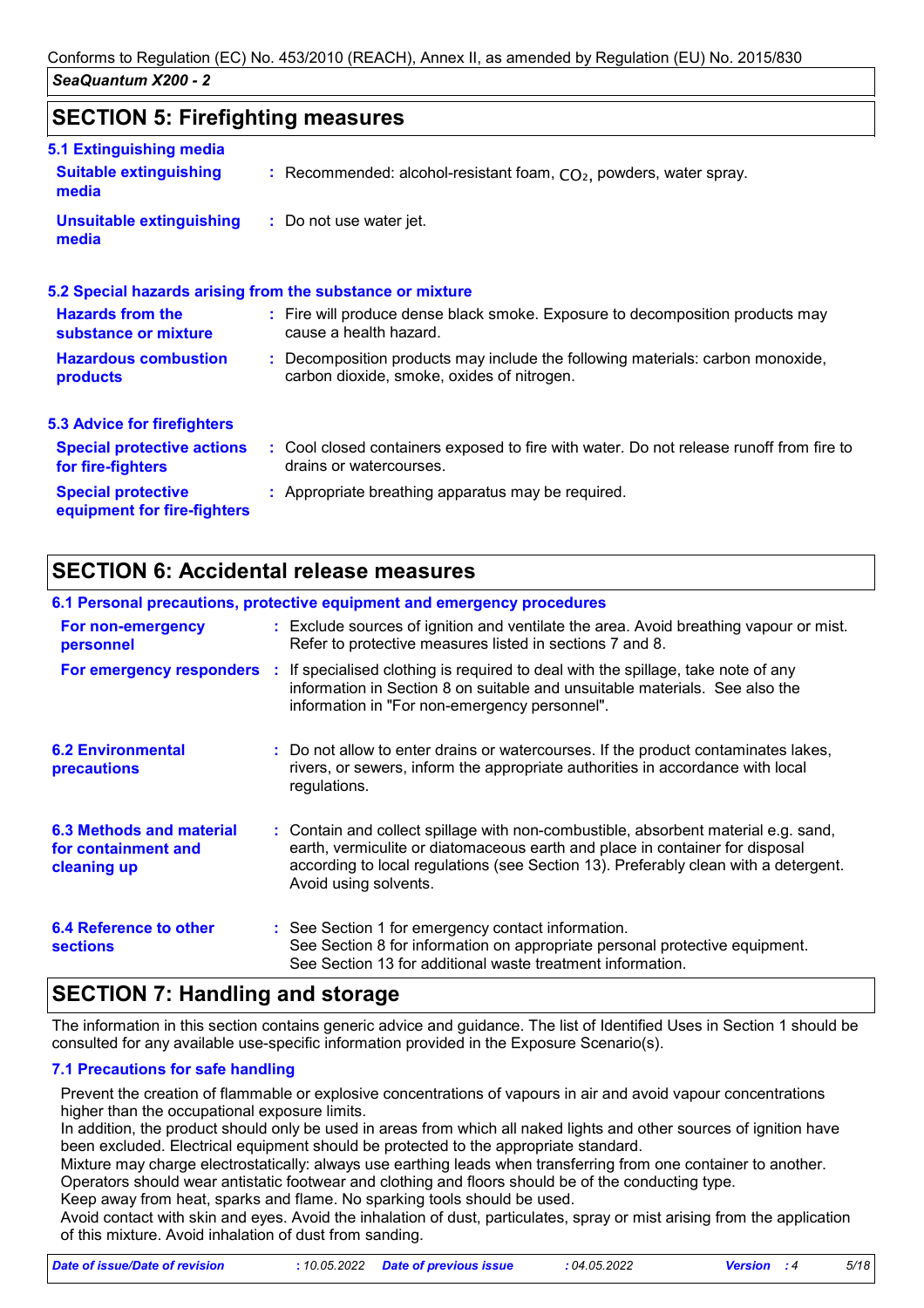## SECTION 5: Firefighting measures

### 5.1 Extinguishing media

**Suitable extinguishing media** : Recommended: alcohol-resistant foam, $CO_2$, powders, water spray.

**Unsuitable extinguishing media** : Do not use water jet.

### 5.2 Special hazards arising from the substance or mixture

**Hazards from the substance or mixture** : Fire will produce dense black smoke. Exposure to decomposition products may cause a health hazard.

**Hazardous combustion products** : Decomposition products may include the following materials: carbon monoxide, carbon dioxide, smoke, oxides of nitrogen.

### 5.3 Advice for firefighters

**Special protective actions for fire-fighters** : Cool closed containers exposed to fire with water. Do not release runoff from fire to drains or watercourses.

**Special protective equipment for fire-fighters** : Appropriate breathing apparatus may be required.

## SECTION 6: Accidental release measures

### 6.1 Personal precautions, protective equipment and emergency procedures

**For non-emergency personnel** : Exclude sources of ignition and ventilate the area. Avoid breathing vapour or mist. Refer to protective measures listed in sections 7 and 8.

**For emergency responders** : If specialised clothing is required to deal with the spillage, take note of any information in Section 8 on suitable and unsuitable materials. See also the information in "For non-emergency personnel".

### 6.2 Environmental precautions

: Do not allow to enter drains or watercourses. If the product contaminates lakes, rivers, or sewers, inform the appropriate authorities in accordance with local regulations.

### 6.3 Methods and material for containment and cleaning up

: Contain and collect spillage with non-combustible, absorbent material e.g. sand, earth, vermiculite or diatomaceous earth and place in container for disposal according to local regulations (see Section 13). Preferably clean with a detergent. Avoid using solvents.

### 6.4 Reference to other sections

: See Section 1 for emergency contact information.
See Section 8 for information on appropriate personal protective equipment.
See Section 13 for additional waste treatment information.

## SECTION 7: Handling and storage

The information in this section contains generic advice and guidance. The list of Identified Uses in Section 1 should be consulted for any available use-specific information provided in the Exposure Scenario(s).

### 7.1 Precautions for safe handling

Prevent the creation of flammable or explosive concentrations of vapours in air and avoid vapour concentrations higher than the occupational exposure limits.
In addition, the product should only be used in areas from which all naked lights and other sources of ignition have been excluded. Electrical equipment should be protected to the appropriate standard.
Mixture may charge electrostatically: always use earthing leads when transferring from one container to another. Operators should wear antistatic footwear and clothing and floors should be of the conducting type.
Keep away from heat, sparks and flame. No sparking tools should be used.
Avoid contact with skin and eyes. Avoid the inhalation of dust, particulates, spray or mist arising from the application of this mixture. Avoid inhalation of dust from sanding.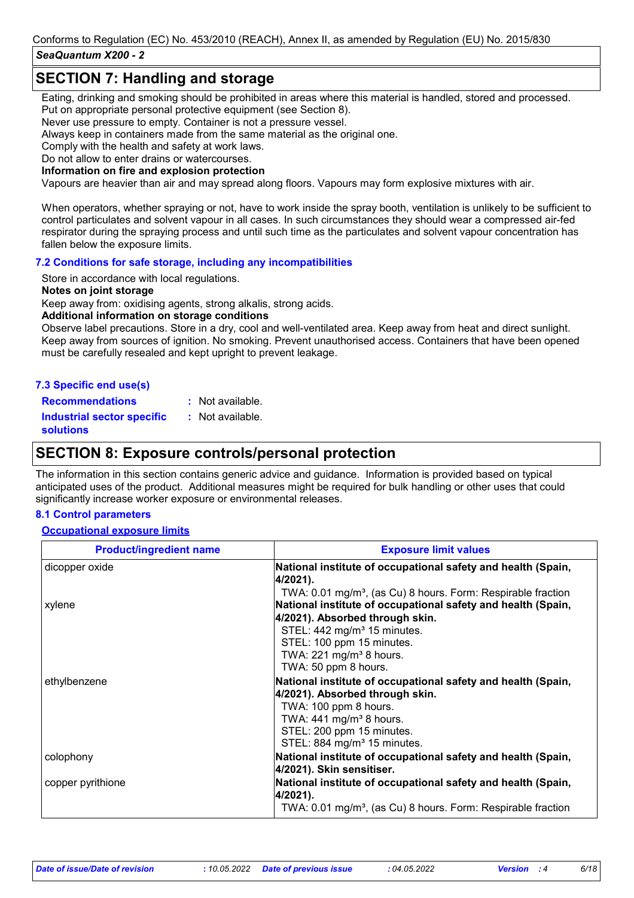## SECTION 7: Handling and storage

Eating, drinking and smoking should be prohibited in areas where this material is handled, stored and processed. Put on appropriate personal protective equipment (see Section 8).
Never use pressure to empty. Container is not a pressure vessel.
Always keep in containers made from the same material as the original one.
Comply with the health and safety at work laws.
Do not allow to enter drains or watercourses.

**Information on fire and explosion protection**

Vapours are heavier than air and may spread along floors. Vapours may form explosive mixtures with air.

When operators, whether spraying or not, have to work inside the spray booth, ventilation is unlikely to be sufficient to control particulates and solvent vapour in all cases. In such circumstances they should wear a compressed air-fed respirator during the spraying process and until such time as the particulates and solvent vapour concentration has fallen below the exposure limits.

### 7.2 Conditions for safe storage, including any incompatibilities

Store in accordance with local regulations.

**Notes on joint storage**

Keep away from: oxidising agents, strong alkalis, strong acids.

**Additional information on storage conditions**

Observe label precautions. Store in a dry, cool and well-ventilated area. Keep away from heat and direct sunlight. Keep away from sources of ignition. No smoking. Prevent unauthorised access. Containers that have been opened must be carefully resealed and kept upright to prevent leakage.

### 7.3 Specific end use(s)

**Recommendations** : Not available.

**Industrial sector specific solutions** : Not available.

## SECTION 8: Exposure controls/personal protection

The information in this section contains generic advice and guidance. Information is provided based on typical anticipated uses of the product. Additional measures might be required for bulk handling or other uses that could significantly increase worker exposure or environmental releases.

### 8.1 Control parameters

**Occupational exposure limits**

| Product/ingredient name | Exposure limit values |
|---|---|
| dicopper oxide | **National institute of occupational safety and health (Spain, 4/2021).**<br>TWA: 0.01 mg/m³, (as Cu) 8 hours. Form: Respirable fraction |
| xylene | **National institute of occupational safety and health (Spain, 4/2021). Absorbed through skin.**<br>STEL: 442 mg/m³ 15 minutes.<br>STEL: 100 ppm 15 minutes.<br>TWA: 221 mg/m³ 8 hours.<br>TWA: 50 ppm 8 hours. |
| ethylbenzene | **National institute of occupational safety and health (Spain, 4/2021). Absorbed through skin.**<br>TWA: 100 ppm 8 hours.<br>TWA: 441 mg/m³ 8 hours.<br>STEL: 200 ppm 15 minutes.<br>STEL: 884 mg/m³ 15 minutes. |
| colophony | **National institute of occupational safety and health (Spain, 4/2021). Skin sensitiser.** |
| copper pyrithione | **National institute of occupational safety and health (Spain, 4/2021).**<br>TWA: 0.01 mg/m³, (as Cu) 8 hours. Form: Respirable fraction |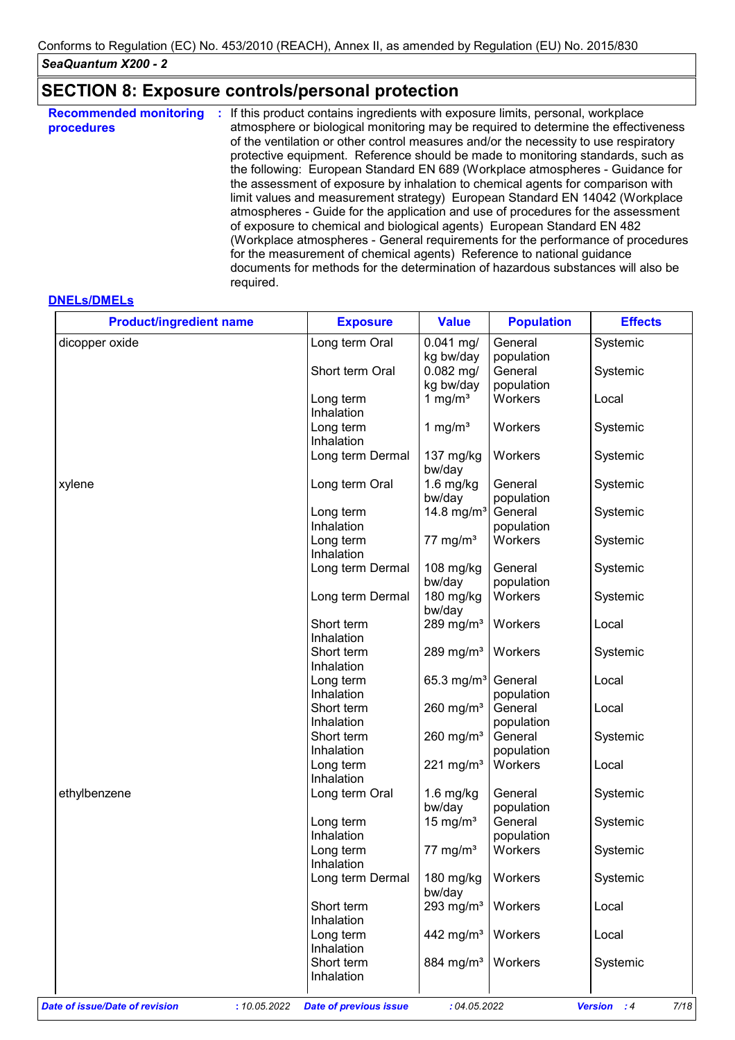## SECTION 8: Exposure controls/personal protection

**Recommended monitoring procedures** : If this product contains ingredients with exposure limits, personal, workplace atmosphere or biological monitoring may be required to determine the effectiveness of the ventilation or other control measures and/or the necessity to use respiratory protective equipment. Reference should be made to monitoring standards, such as the following: European Standard EN 689 (Workplace atmospheres - Guidance for the assessment of exposure by inhalation to chemical agents for comparison with limit values and measurement strategy) European Standard EN 14042 (Workplace atmospheres - Guide for the application and use of procedures for the assessment of exposure to chemical and biological agents) European Standard EN 482 (Workplace atmospheres - General requirements for the performance of procedures for the measurement of chemical agents) Reference to national guidance documents for methods for the determination of hazardous substances will also be required.

**DNELs/DMELs**

| Product/ingredient name | Exposure | Value | Population | Effects |
|---|---|---|---|---|
| dicopper oxide | Long term Oral | 0.041 mg/kg bw/day | General population | Systemic |
| | Short term Oral | 0.082 mg/kg bw/day | General population | Systemic |
| | Long term Inhalation | 1 mg/m³ | Workers | Local |
| | Long term Inhalation | 1 mg/m³ | Workers | Systemic |
| | Long term Dermal | 137 mg/kg bw/day | Workers | Systemic |
| xylene | Long term Oral | 1.6 mg/kg bw/day | General population | Systemic |
| | Long term Inhalation | 14.8 mg/m³ | General population | Systemic |
| | Long term Inhalation | 77 mg/m³ | Workers | Systemic |
| | Long term Dermal | 108 mg/kg bw/day | General population | Systemic |
| | Long term Dermal | 180 mg/kg bw/day | Workers | Systemic |
| | Short term Inhalation | 289 mg/m³ | Workers | Local |
| | Short term Inhalation | 289 mg/m³ | Workers | Systemic |
| | Long term Inhalation | 65.3 mg/m³ | General population | Local |
| | Short term Inhalation | 260 mg/m³ | General population | Local |
| | Short term Inhalation | 260 mg/m³ | General population | Systemic |
| | Long term Inhalation | 221 mg/m³ | Workers | Local |
| ethylbenzene | Long term Oral | 1.6 mg/kg bw/day | General population | Systemic |
| | Long term Inhalation | 15 mg/m³ | General population | Systemic |
| | Long term Inhalation | 77 mg/m³ | Workers | Systemic |
| | Long term Dermal | 180 mg/kg bw/day | Workers | Systemic |
| | Short term Inhalation | 293 mg/m³ | Workers | Local |
| | Long term Inhalation | 442 mg/m³ | Workers | Local |
| | Short term Inhalation | 884 mg/m³ | Workers | Systemic |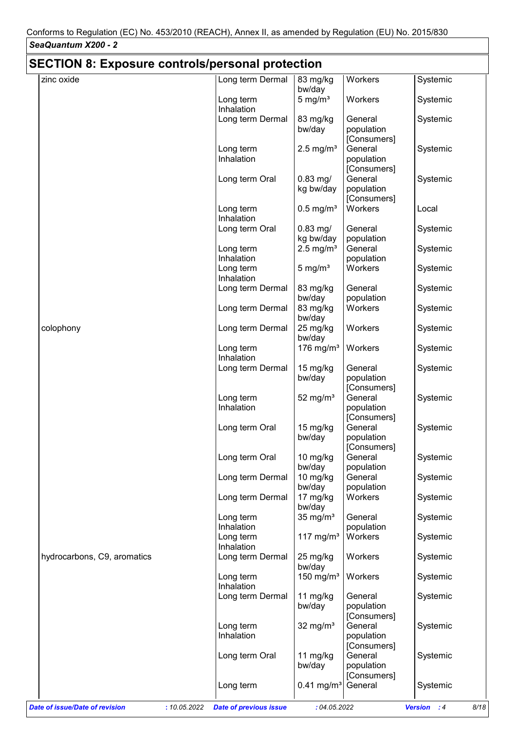## SECTION 8: Exposure controls/personal protection

| | | | | |
|---|---|---|---|---|
| zinc oxide | Long term Dermal | 83 mg/kg bw/day | Workers | Systemic |
| | Long term Inhalation | 5 mg/m³ | Workers | Systemic |
| | Long term Dermal | 83 mg/kg bw/day | General population [Consumers] | Systemic |
| | Long term Inhalation | 2.5 mg/m³ | General population [Consumers] | Systemic |
| | Long term Oral | 0.83 mg/kg bw/day | General population [Consumers] | Systemic |
| | Long term Inhalation | 0.5 mg/m³ | Workers | Local |
| | Long term Oral | 0.83 mg/kg bw/day | General population | Systemic |
| | Long term Inhalation | 2.5 mg/m³ | General population | Systemic |
| | Long term Inhalation | 5 mg/m³ | Workers | Systemic |
| | Long term Dermal | 83 mg/kg bw/day | General population | Systemic |
| | Long term Dermal | 83 mg/kg bw/day | Workers | Systemic |
| colophony | Long term Dermal | 25 mg/kg bw/day | Workers | Systemic |
| | Long term Inhalation | 176 mg/m³ | Workers | Systemic |
| | Long term Dermal | 15 mg/kg bw/day | General population [Consumers] | Systemic |
| | Long term Inhalation | 52 mg/m³ | General population [Consumers] | Systemic |
| | Long term Oral | 15 mg/kg bw/day | General population [Consumers] | Systemic |
| | Long term Oral | 10 mg/kg bw/day | General population | Systemic |
| | Long term Dermal | 10 mg/kg bw/day | General population | Systemic |
| | Long term Dermal | 17 mg/kg bw/day | Workers | Systemic |
| | Long term Inhalation | 35 mg/m³ | General population | Systemic |
| | Long term Inhalation | 117 mg/m³ | Workers | Systemic |
| hydrocarbons, C9, aromatics | Long term Dermal | 25 mg/kg bw/day | Workers | Systemic |
| | Long term Inhalation | 150 mg/m³ | Workers | Systemic |
| | Long term Dermal | 11 mg/kg bw/day | General population [Consumers] | Systemic |
| | Long term Inhalation | 32 mg/m³ | General population [Consumers] | Systemic |
| | Long term Oral | 11 mg/kg bw/day | General population [Consumers] | Systemic |
| | Long term | 0.41 mg/m³ | General | Systemic |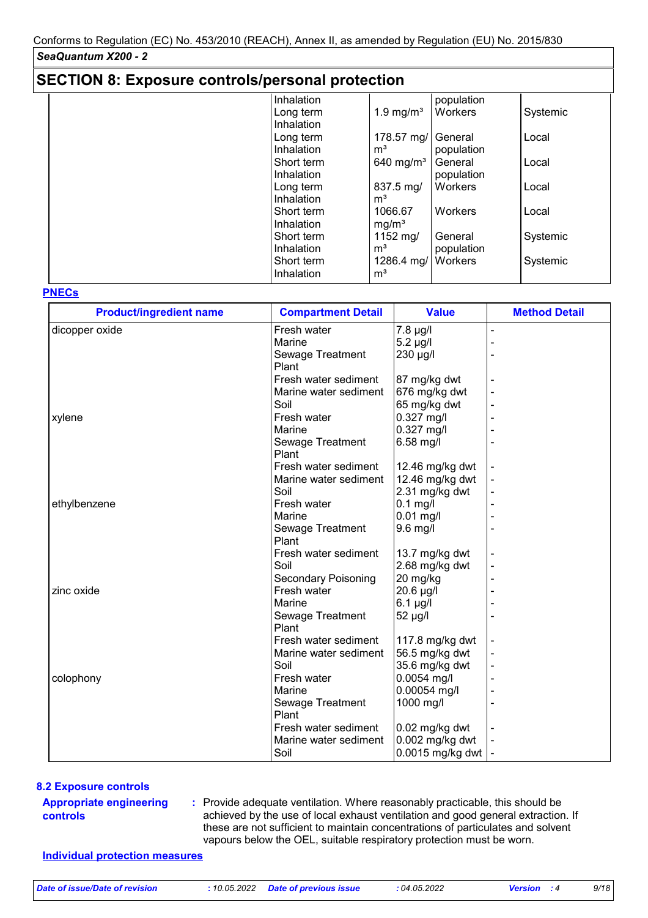## SECTION 8: Exposure controls/personal protection

| | | | | |
|---|---|---|---|---|
| | Inhalation | | population | |
| | Long term Inhalation | 1.9 mg/m³ | Workers | Systemic |
| | Long term Inhalation | 178.57 mg/m³ | General population | Local |
| | Short term Inhalation | 640 mg/m³ | General population | Local |
| | Long term Inhalation | 837.5 mg/m³ | Workers | Local |
| | Short term Inhalation | 1066.67 mg/m³ | Workers | Local |
| | Short term Inhalation | 1152 mg/m³ | General population | Systemic |
| | Short term Inhalation | 1286.4 mg/m³ | Workers | Systemic |

**PNECs**

| Product/ingredient name | Compartment Detail | Value | Method Detail |
|---|---|---|---|
| dicopper oxide | Fresh water | 7.8 µg/l | - |
| | Marine | 5.2 µg/l | - |
| | Sewage Treatment Plant | 230 µg/l | - |
| | Fresh water sediment | 87 mg/kg dwt | - |
| | Marine water sediment | 676 mg/kg dwt | - |
| | Soil | 65 mg/kg dwt | - |
| xylene | Fresh water | 0.327 mg/l | - |
| | Marine | 0.327 mg/l | - |
| | Sewage Treatment Plant | 6.58 mg/l | - |
| | Fresh water sediment | 12.46 mg/kg dwt | - |
| | Marine water sediment | 12.46 mg/kg dwt | - |
| | Soil | 2.31 mg/kg dwt | - |
| ethylbenzene | Fresh water | 0.1 mg/l | - |
| | Marine | 0.01 mg/l | - |
| | Sewage Treatment Plant | 9.6 mg/l | - |
| | Fresh water sediment | 13.7 mg/kg dwt | - |
| | Soil | 2.68 mg/kg dwt | - |
| | Secondary Poisoning | 20 mg/kg | - |
| zinc oxide | Fresh water | 20.6 µg/l | - |
| | Marine | 6.1 µg/l | - |
| | Sewage Treatment Plant | 52 µg/l | - |
| | Fresh water sediment | 117.8 mg/kg dwt | - |
| | Marine water sediment | 56.5 mg/kg dwt | - |
| | Soil | 35.6 mg/kg dwt | - |
| colophony | Fresh water | 0.0054 mg/l | - |
| | Marine | 0.00054 mg/l | - |
| | Sewage Treatment Plant | 1000 mg/l | - |
| | Fresh water sediment | 0.02 mg/kg dwt | - |
| | Marine water sediment | 0.002 mg/kg dwt | - |
| | Soil | 0.0015 mg/kg dwt | - |

### 8.2 Exposure controls

**Appropriate engineering controls** : Provide adequate ventilation. Where reasonably practicable, this should be achieved by the use of local exhaust ventilation and good general extraction. If these are not sufficient to maintain concentrations of particulates and solvent vapours below the OEL, suitable respiratory protection must be worn.

**Individual protection measures**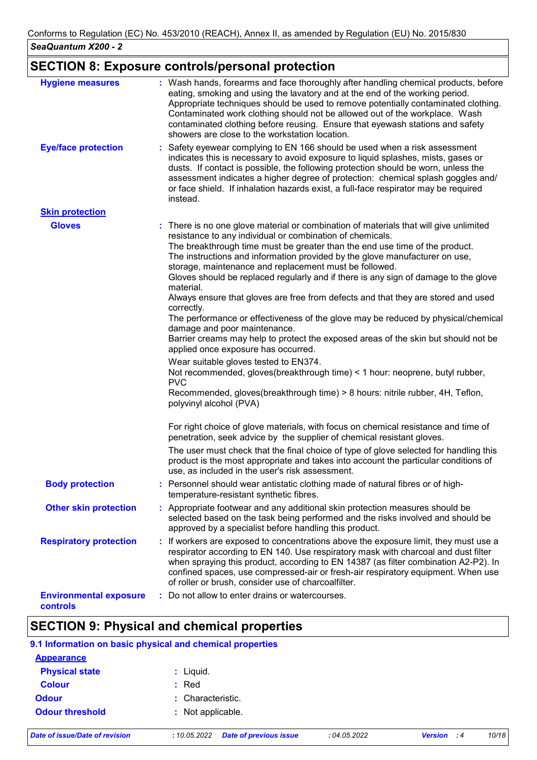## SECTION 8: Exposure controls/personal protection

**Hygiene measures** : Wash hands, forearms and face thoroughly after handling chemical products, before eating, smoking and using the lavatory and at the end of the working period. Appropriate techniques should be used to remove potentially contaminated clothing. Contaminated work clothing should not be allowed out of the workplace. Wash contaminated clothing before reusing. Ensure that eyewash stations and safety showers are close to the workstation location.

**Eye/face protection** : Safety eyewear complying to EN 166 should be used when a risk assessment indicates this is necessary to avoid exposure to liquid splashes, mists, gases or dusts. If contact is possible, the following protection should be worn, unless the assessment indicates a higher degree of protection: chemical splash goggles and/ or face shield. If inhalation hazards exist, a full-face respirator may be required instead.

**Skin protection**

**Gloves** : There is no one glove material or combination of materials that will give unlimited resistance to any individual or combination of chemicals.
The breakthrough time must be greater than the end use time of the product.
The instructions and information provided by the glove manufacturer on use, storage, maintenance and replacement must be followed.
Gloves should be replaced regularly and if there is any sign of damage to the glove material.
Always ensure that gloves are free from defects and that they are stored and used correctly.
The performance or effectiveness of the glove may be reduced by physical/chemical damage and poor maintenance.
Barrier creams may help to protect the exposed areas of the skin but should not be applied once exposure has occurred.

Wear suitable gloves tested to EN374.
Not recommended, gloves(breakthrough time) < 1 hour: neoprene, butyl rubber, PVC
Recommended, gloves(breakthrough time) > 8 hours: nitrile rubber, 4H, Teflon, polyvinyl alcohol (PVA)

For right choice of glove materials, with focus on chemical resistance and time of penetration, seek advice by the supplier of chemical resistant gloves.

The user must check that the final choice of type of glove selected for handling this product is the most appropriate and takes into account the particular conditions of use, as included in the user's risk assessment.

**Body protection** : Personnel should wear antistatic clothing made of natural fibres or of high-temperature-resistant synthetic fibres.

**Other skin protection** : Appropriate footwear and any additional skin protection measures should be selected based on the task being performed and the risks involved and should be approved by a specialist before handling this product.

**Respiratory protection** : If workers are exposed to concentrations above the exposure limit, they must use a respirator according to EN 140. Use respiratory mask with charcoal and dust filter when spraying this product, according to EN 14387 (as filter combination A2-P2). In confined spaces, use compressed-air or fresh-air respiratory equipment. When use of roller or brush, consider use of charcoalfilter.

**Environmental exposure controls** : Do not allow to enter drains or watercourses.

## SECTION 9: Physical and chemical properties

### 9.1 Information on basic physical and chemical properties

**Appearance**

**Physical state** : Liquid.

**Colour** : Red

**Odour** : Characteristic.

**Odour threshold** : Not applicable.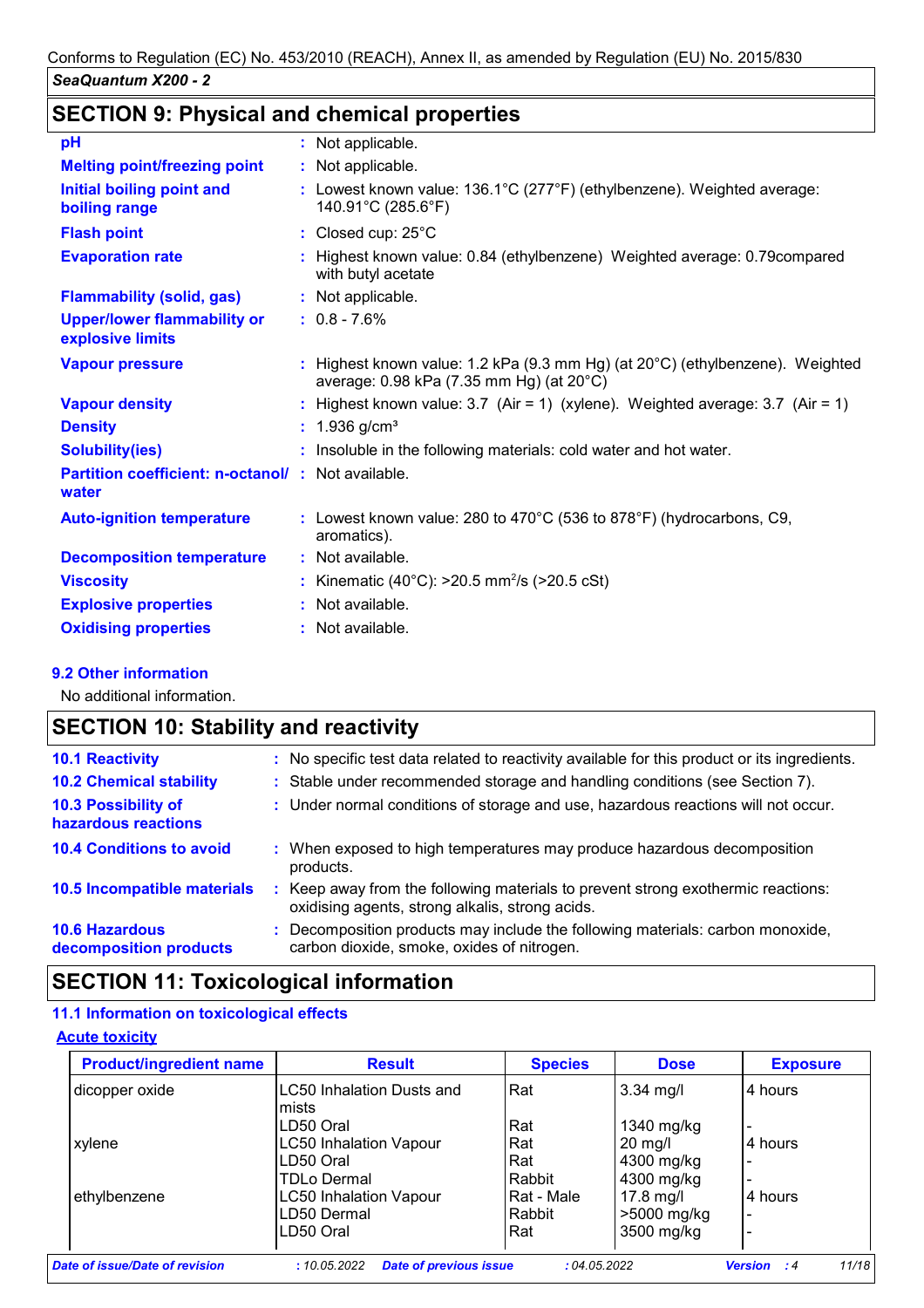## SECTION 9: Physical and chemical properties

| | |
|---|---|
| **pH** | : Not applicable. |
| **Melting point/freezing point** | : Not applicable. |
| **Initial boiling point and boiling range** | : Lowest known value: 136.1°C (277°F) (ethylbenzene). Weighted average: 140.91°C (285.6°F) |
| **Flash point** | : Closed cup: 25°C |
| **Evaporation rate** | : Highest known value: 0.84 (ethylbenzene) Weighted average: 0.79compared with butyl acetate |
| **Flammability (solid, gas)** | : Not applicable. |
| **Upper/lower flammability or explosive limits** | : 0.8 - 7.6% |
| **Vapour pressure** | : Highest known value: 1.2 kPa (9.3 mm Hg) (at 20°C) (ethylbenzene). Weighted average: 0.98 kPa (7.35 mm Hg) (at 20°C) |
| **Vapour density** | : Highest known value: 3.7 (Air = 1) (xylene). Weighted average: 3.7 (Air = 1) |
| **Density** | : 1.936 g/cm³ |
| **Solubility(ies)** | : Insoluble in the following materials: cold water and hot water. |
| **Partition coefficient: n-octanol/ water** | : Not available. |
| **Auto-ignition temperature** | : Lowest known value: 280 to 470°C (536 to 878°F) (hydrocarbons, C9, aromatics). |
| **Decomposition temperature** | : Not available. |
| **Viscosity** | : Kinematic (40°C): >20.5 $mm^2/s$ (>20.5 cSt) |
| **Explosive properties** | : Not available. |
| **Oxidising properties** | : Not available. |

### 9.2 Other information

No additional information.

## SECTION 10: Stability and reactivity

| | |
|---|---|
| **10.1 Reactivity** | : No specific test data related to reactivity available for this product or its ingredients. |
| **10.2 Chemical stability** | : Stable under recommended storage and handling conditions (see Section 7). |
| **10.3 Possibility of hazardous reactions** | : Under normal conditions of storage and use, hazardous reactions will not occur. |
| **10.4 Conditions to avoid** | : When exposed to high temperatures may produce hazardous decomposition products. |
| **10.5 Incompatible materials** | : Keep away from the following materials to prevent strong exothermic reactions: oxidising agents, strong alkalis, strong acids. |
| **10.6 Hazardous decomposition products** | : Decomposition products may include the following materials: carbon monoxide, carbon dioxide, smoke, oxides of nitrogen. |

## SECTION 11: Toxicological information

### 11.1 Information on toxicological effects

**Acute toxicity**

| Product/ingredient name | Result | Species | Dose | Exposure |
|---|---|---|---|---|
| dicopper oxide | LC50 Inhalation Dusts and mists | Rat | 3.34 mg/l | 4 hours |
| | LD50 Oral | Rat | 1340 mg/kg | - |
| xylene | LC50 Inhalation Vapour | Rat | 20 mg/l | 4 hours |
| | LD50 Oral | Rat | 4300 mg/kg | - |
| | TDLo Dermal | Rabbit | 4300 mg/kg | - |
| ethylbenzene | LC50 Inhalation Vapour | Rat - Male | 17.8 mg/l | 4 hours |
| | LD50 Dermal | Rabbit | >5000 mg/kg | - |
| | LD50 Oral | Rat | 3500 mg/kg | - |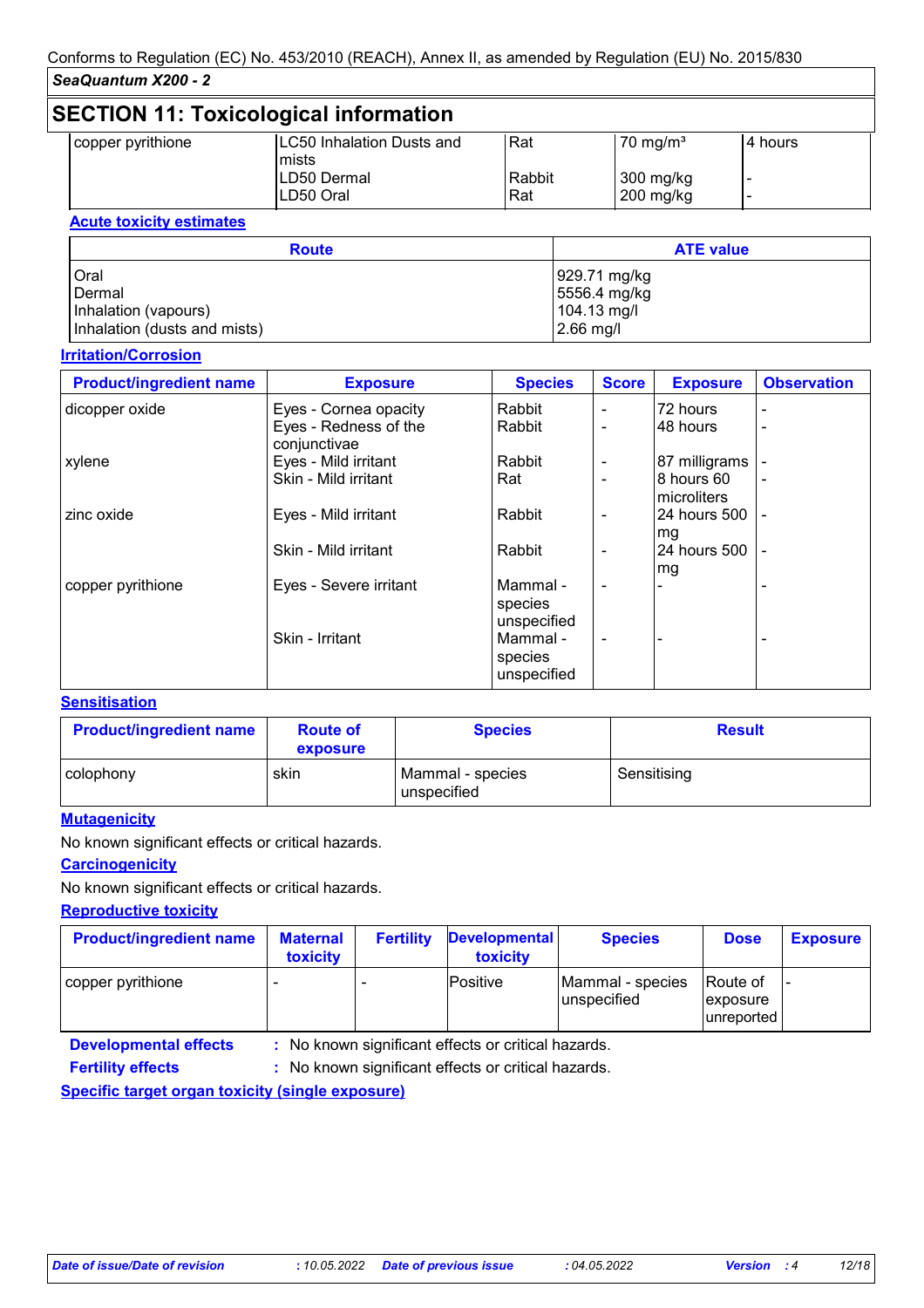## SECTION 11: Toxicological information

| | | | | |
|---|---|---|---|---|
| copper pyrithione | LC50 Inhalation Dusts and mists | Rat | 70 mg/m³ | 4 hours |
| | LD50 Dermal | Rabbit | 300 mg/kg | - |
| | LD50 Oral | Rat | 200 mg/kg | - |

**Acute toxicity estimates**

| Route | ATE value |
|---|---|
| Oral | 929.71 mg/kg |
| Dermal | 5556.4 mg/kg |
| Inhalation (vapours) | 104.13 mg/l |
| Inhalation (dusts and mists) | 2.66 mg/l |

**Irritation/Corrosion**

| Product/ingredient name | Exposure | Species | Score | Exposure | Observation |
|---|---|---|---|---|---|
| dicopper oxide | Eyes - Cornea opacity | Rabbit | - | 72 hours | - |
| | Eyes - Redness of the conjunctivae | Rabbit | - | 48 hours | - |
| xylene | Eyes - Mild irritant | Rabbit | - | 87 milligrams | - |
| | Skin - Mild irritant | Rat | - | 8 hours 60 microliters | - |
| zinc oxide | Eyes - Mild irritant | Rabbit | - | 24 hours 500 mg | - |
| | Skin - Mild irritant | Rabbit | - | 24 hours 500 mg | - |
| copper pyrithione | Eyes - Severe irritant | Mammal - species unspecified | - | - | - |
| | Skin - Irritant | Mammal - species unspecified | - | - | - |

**Sensitisation**

| Product/ingredient name | Route of exposure | Species | Result |
|---|---|---|---|
| colophony | skin | Mammal - species unspecified | Sensitising |

**Mutagenicity**

No known significant effects or critical hazards.

**Carcinogenicity**

No known significant effects or critical hazards.

**Reproductive toxicity**

| Product/ingredient name | Maternal toxicity | Fertility | Developmental toxicity | Species | Dose | Exposure |
|---|---|---|---|---|---|---|
| copper pyrithione | - | - | Positive | Mammal - species unspecified | Route of exposure unreported | - |

**Developmental effects** : No known significant effects or critical hazards.

**Fertility effects** : No known significant effects or critical hazards.

**Specific target organ toxicity (single exposure)**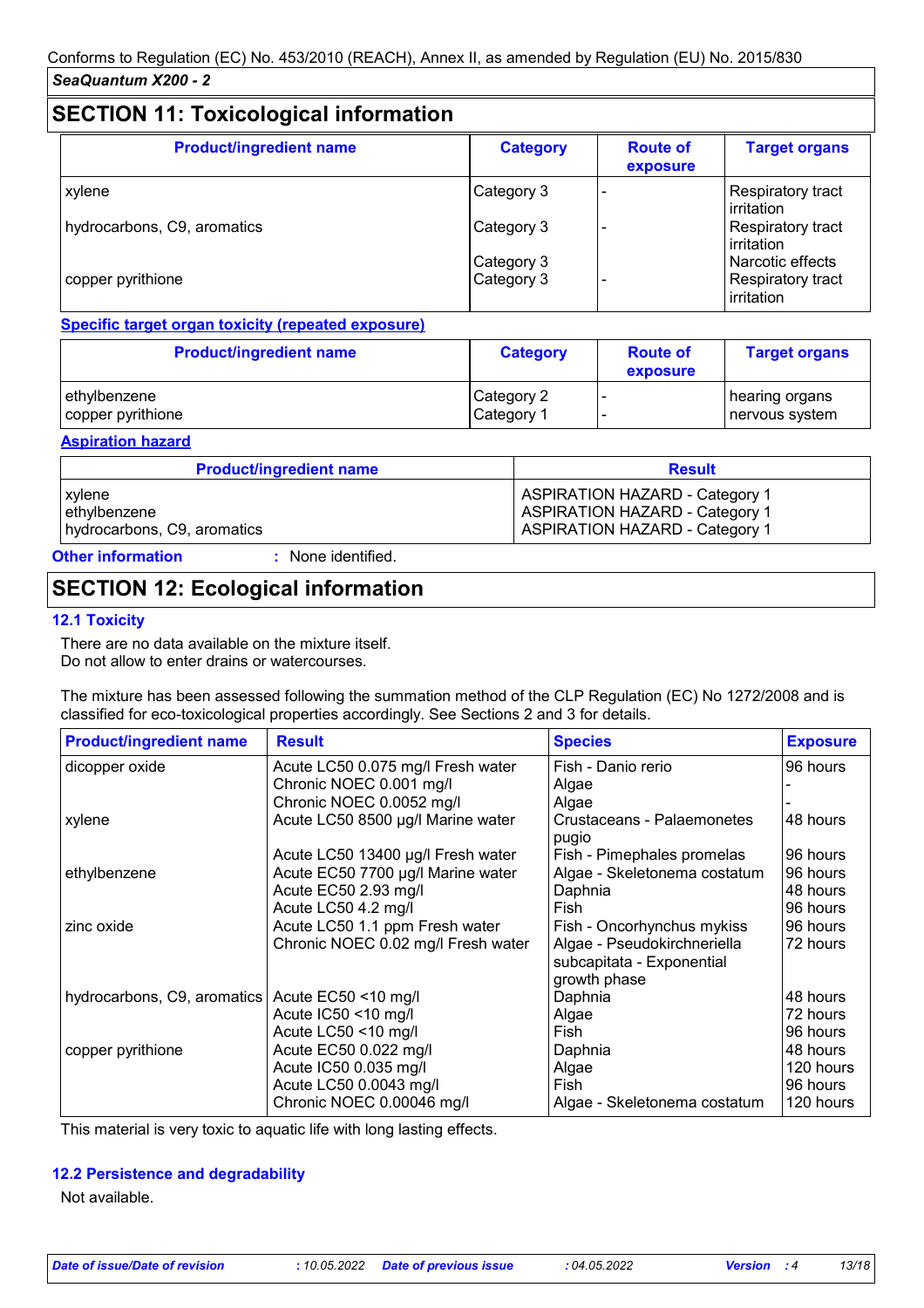## SECTION 11: Toxicological information

| Product/ingredient name | Category | Route of exposure | Target organs |
|---|---|---|---|
| xylene | Category 3 | - | Respiratory tract irritation |
| hydrocarbons, C9, aromatics | Category 3 | - | Respiratory tract irritation |
| | Category 3 | | Narcotic effects |
| copper pyrithione | Category 3 | - | Respiratory tract irritation |

**Specific target organ toxicity (repeated exposure)**

| Product/ingredient name | Category | Route of exposure | Target organs |
|---|---|---|---|
| ethylbenzene | Category 2 | - | hearing organs |
| copper pyrithione | Category 1 | - | nervous system |

**Aspiration hazard**

| Product/ingredient name | Result |
|---|---|
| xylene | ASPIRATION HAZARD - Category 1 |
| ethylbenzene | ASPIRATION HAZARD - Category 1 |
| hydrocarbons, C9, aromatics | ASPIRATION HAZARD - Category 1 |

**Other information** : None identified.

## SECTION 12: Ecological information

### 12.1 Toxicity

There are no data available on the mixture itself.
Do not allow to enter drains or watercourses.

The mixture has been assessed following the summation method of the CLP Regulation (EC) No 1272/2008 and is classified for eco-toxicological properties accordingly. See Sections 2 and 3 for details.

| Product/ingredient name | Result | Species | Exposure |
|---|---|---|---|
| dicopper oxide | Acute LC50 0.075 mg/l Fresh water | Fish - Danio rerio | 96 hours |
| | Chronic NOEC 0.001 mg/l | Algae | - |
| | Chronic NOEC 0.0052 mg/l | Algae | - |
| xylene | Acute LC50 8500 µg/l Marine water | Crustaceans - Palaemonetes pugio | 48 hours |
| | Acute LC50 13400 µg/l Fresh water | Fish - Pimephales promelas | 96 hours |
| ethylbenzene | Acute EC50 7700 µg/l Marine water | Algae - Skeletonema costatum | 96 hours |
| | Acute EC50 2.93 mg/l | Daphnia | 48 hours |
| | Acute LC50 4.2 mg/l | Fish | 96 hours |
| zinc oxide | Acute LC50 1.1 ppm Fresh water | Fish - Oncorhynchus mykiss | 96 hours |
| | Chronic NOEC 0.02 mg/l Fresh water | Algae - Pseudokirchneriella subcapitata - Exponential growth phase | 72 hours |
| hydrocarbons, C9, aromatics | Acute EC50 <10 mg/l | Daphnia | 48 hours |
| | Acute IC50 <10 mg/l | Algae | 72 hours |
| | Acute LC50 <10 mg/l | Fish | 96 hours |
| copper pyrithione | Acute EC50 0.022 mg/l | Daphnia | 48 hours |
| | Acute IC50 0.035 mg/l | Algae | 120 hours |
| | Acute LC50 0.0043 mg/l | Fish | 96 hours |
| | Chronic NOEC 0.00046 mg/l | Algae - Skeletonema costatum | 120 hours |

This material is very toxic to aquatic life with long lasting effects.

### 12.2 Persistence and degradability

Not available.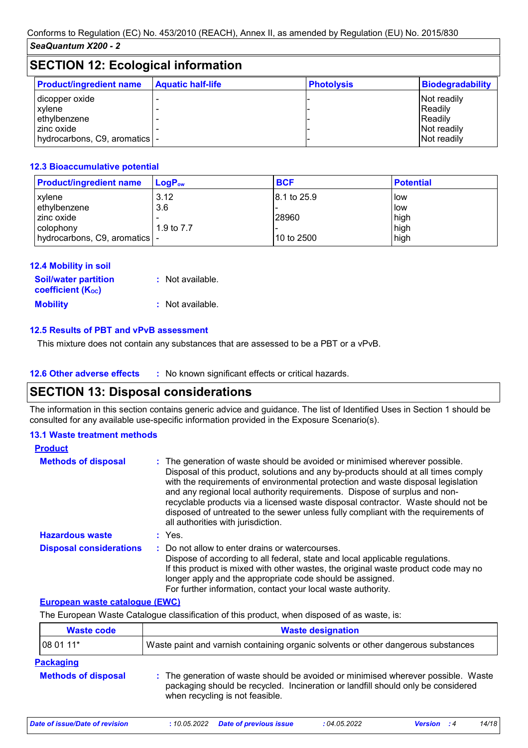Conforms to Regulation (EC) No. 453/2010 (REACH), Annex II, as amended by Regulation (EU) No. 2015/830

*SeaQuantum X200 - 2*

## SECTION 12: Ecological information

| Product/ingredient name | Aquatic half-life | Photolysis | Biodegradability |
|---|---|---|---|
| dicopper oxide | - | - | Not readily |
| xylene | - | - | Readily |
| ethylbenzene | - | - | Readily |
| zinc oxide | - | - | Not readily |
| hydrocarbons, C9, aromatics | - | - | Not readily |

### 12.3 Bioaccumulative potential

| Product/ingredient name | $LogP_{ow}$ | BCF | Potential |
|---|---|---|---|
| xylene | 3.12 | 8.1 to 25.9 | low |
| ethylbenzene | 3.6 | - | low |
| zinc oxide | - | 28960 | high |
| colophony | 1.9 to 7.7 | - | high |
| hydrocarbons, C9, aromatics | - | 10 to 2500 | high |

### 12.4 Mobility in soil

**Soil/water partition coefficient ($K_{OC}$)** : Not available.

**Mobility** : Not available.

### 12.5 Results of PBT and vPvB assessment

This mixture does not contain any substances that are assessed to be a PBT or a vPvB.

### 12.6 Other adverse effects

: No known significant effects or critical hazards.

## SECTION 13: Disposal considerations

The information in this section contains generic advice and guidance. The list of Identified Uses in Section 1 should be consulted for any available use-specific information provided in the Exposure Scenario(s).

### 13.1 Waste treatment methods

**Product**

**Methods of disposal** : The generation of waste should be avoided or minimised wherever possible. Disposal of this product, solutions and any by-products should at all times comply with the requirements of environmental protection and waste disposal legislation and any regional local authority requirements. Dispose of surplus and non-recyclable products via a licensed waste disposal contractor. Waste should not be disposed of untreated to the sewer unless fully compliant with the requirements of all authorities with jurisdiction.

**Hazardous waste** : Yes.

**Disposal considerations** : Do not allow to enter drains or watercourses.
Dispose of according to all federal, state and local applicable regulations.
If this product is mixed with other wastes, the original waste product code may no longer apply and the appropriate code should be assigned.
For further information, contact your local waste authority.

**European waste catalogue (EWC)**

The European Waste Catalogue classification of this product, when disposed of as waste, is:

| Waste code | Waste designation |
|---|---|
| 08 01 11* | Waste paint and varnish containing organic solvents or other dangerous substances |

**Packaging**

**Methods of disposal** : The generation of waste should be avoided or minimised wherever possible. Waste packaging should be recycled. Incineration or landfill should only be considered when recycling is not feasible.

*Date of issue/Date of revision* : 10.05.2022 *Date of previous issue* : 04.05.2022 *Version* : 4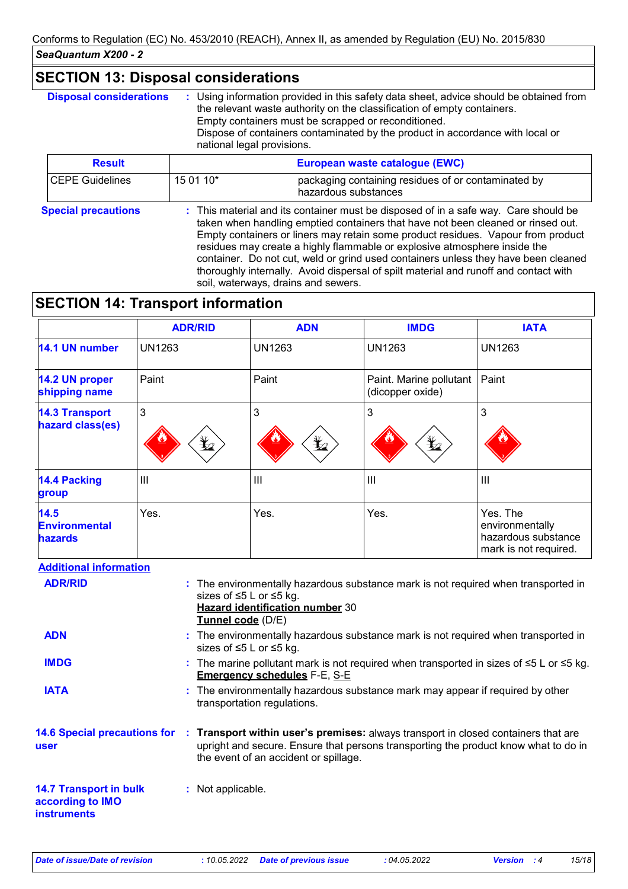## SECTION 13: Disposal considerations

**Disposal considerations** : Using information provided in this safety data sheet, advice should be obtained from the relevant waste authority on the classification of empty containers.
Empty containers must be scrapped or reconditioned.
Dispose of containers contaminated by the product in accordance with local or national legal provisions.

| Result | European waste catalogue (EWC) | |
|---|---|---|
| CEPE Guidelines | 15 01 10* | packaging containing residues of or contaminated by hazardous substances |

**Special precautions** : This material and its container must be disposed of in a safe way. Care should be taken when handling emptied containers that have not been cleaned or rinsed out. Empty containers or liners may retain some product residues. Vapour from product residues may create a highly flammable or explosive atmosphere inside the container. Do not cut, weld or grind used containers unless they have been cleaned thoroughly internally. Avoid dispersal of spilt material and runoff and contact with soil, waterways, drains and sewers.

## SECTION 14: Transport information

| | ADR/RID | ADN | IMDG | IATA |
|---|---|---|---|---|
| **14.1 UN number** | UN1263 | UN1263 | UN1263 | UN1263 |
| **14.2 UN proper shipping name** | Paint | Paint | Paint. Marine pollutant (dicopper oxide) | Paint |
| **14.3 Transport hazard class(es)** | 3 | 3 | 3 | 3 |
| **14.4 Packing group** | III | III | III | III |
| **14.5 Environmental hazards** | Yes. | Yes. | Yes. | Yes. The environmentally hazardous substance mark is not required. |

**Additional information**

**ADR/RID** : The environmentally hazardous substance mark is not required when transported in sizes of ≤5 L or ≤5 kg.
**Hazard identification number** 30
**Tunnel code** (D/E)

**ADN** : The environmentally hazardous substance mark is not required when transported in sizes of ≤5 L or ≤5 kg.

**IMDG** : The marine pollutant mark is not required when transported in sizes of ≤5 L or ≤5 kg.
**Emergency schedules** F-E, S-E

**IATA** : The environmentally hazardous substance mark may appear if required by other transportation regulations.

**14.6 Special precautions for user** : **Transport within user's premises:** always transport in closed containers that are upright and secure. Ensure that persons transporting the product know what to do in the event of an accident or spillage.

**14.7 Transport in bulk according to IMO instruments** : Not applicable.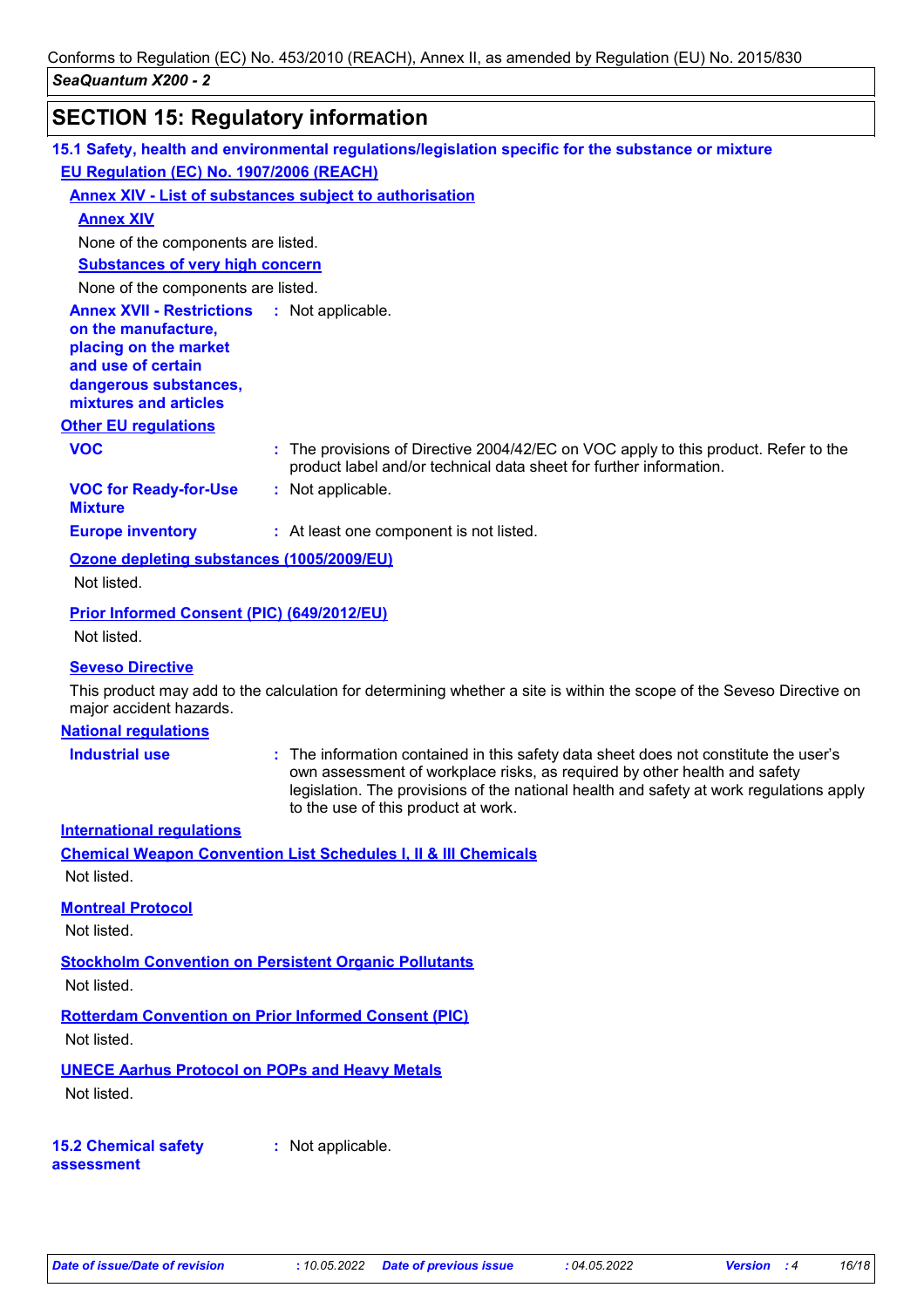## SECTION 15: Regulatory information

### 15.1 Safety, health and environmental regulations/legislation specific for the substance or mixture

**EU Regulation (EC) No. 1907/2006 (REACH)**

**Annex XIV - List of substances subject to authorisation**

**Annex XIV**

None of the components are listed.

**Substances of very high concern**

None of the components are listed.

**Annex XVII - Restrictions on the manufacture, placing on the market and use of certain dangerous substances, mixtures and articles** : Not applicable.

**Other EU regulations**

**VOC** : The provisions of Directive 2004/42/EC on VOC apply to this product. Refer to the product label and/or technical data sheet for further information.

**VOC for Ready-for-Use Mixture** : Not applicable.

**Europe inventory** : At least one component is not listed.

**Ozone depleting substances (1005/2009/EU)**

Not listed.

**Prior Informed Consent (PIC) (649/2012/EU)**

Not listed.

**Seveso Directive**

This product may add to the calculation for determining whether a site is within the scope of the Seveso Directive on major accident hazards.

**National regulations**

**Industrial use** : The information contained in this safety data sheet does not constitute the user's own assessment of workplace risks, as required by other health and safety legislation. The provisions of the national health and safety at work regulations apply to the use of this product at work.

**International regulations**

**Chemical Weapon Convention List Schedules I, II & III Chemicals**

Not listed.

**Montreal Protocol**

Not listed.

**Stockholm Convention on Persistent Organic Pollutants**

Not listed.

**Rotterdam Convention on Prior Informed Consent (PIC)**

Not listed.

**UNECE Aarhus Protocol on POPs and Heavy Metals**

Not listed.

### 15.2 Chemical safety assessment : Not applicable.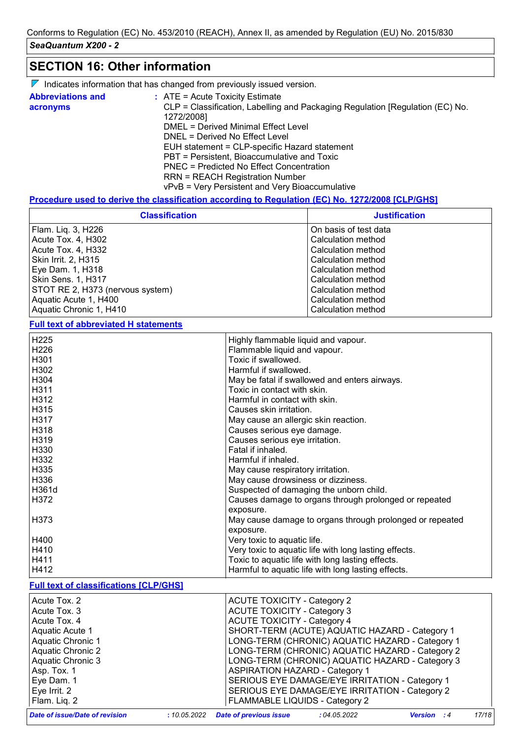## SECTION 16: Other information

Indicates information that has changed from previously issued version.

**Abbreviations and acronyms** : ATE = Acute Toxicity Estimate
CLP = Classification, Labelling and Packaging Regulation [Regulation (EC) No. 1272/2008]
DMEL = Derived Minimal Effect Level
DNEL = Derived No Effect Level
EUH statement = CLP-specific Hazard statement
PBT = Persistent, Bioaccumulative and Toxic
PNEC = Predicted No Effect Concentration
RRN = REACH Registration Number
vPvB = Very Persistent and Very Bioaccumulative

### Procedure used to derive the classification according to Regulation (EC) No. 1272/2008 [CLP/GHS]

| Classification | Justification |
|---|---|
| Flam. Liq. 3, H226 | On basis of test data |
| Acute Tox. 4, H302 | Calculation method |
| Acute Tox. 4, H332 | Calculation method |
| Skin Irrit. 2, H315 | Calculation method |
| Eye Dam. 1, H318 | Calculation method |
| Skin Sens. 1, H317 | Calculation method |
| STOT RE 2, H373 (nervous system) | Calculation method |
| Aquatic Acute 1, H400 | Calculation method |
| Aquatic Chronic 1, H410 | Calculation method |

### Full text of abbreviated H statements

| | |
|---|---|
| H225 | Highly flammable liquid and vapour. |
| H226 | Flammable liquid and vapour. |
| H301 | Toxic if swallowed. |
| H302 | Harmful if swallowed. |
| H304 | May be fatal if swallowed and enters airways. |
| H311 | Toxic in contact with skin. |
| H312 | Harmful in contact with skin. |
| H315 | Causes skin irritation. |
| H317 | May cause an allergic skin reaction. |
| H318 | Causes serious eye damage. |
| H319 | Causes serious eye irritation. |
| H330 | Fatal if inhaled. |
| H332 | Harmful if inhaled. |
| H335 | May cause respiratory irritation. |
| H336 | May cause drowsiness or dizziness. |
| H361d | Suspected of damaging the unborn child. |
| H372 | Causes damage to organs through prolonged or repeated exposure. |
| H373 | May cause damage to organs through prolonged or repeated exposure. |
| H400 | Very toxic to aquatic life. |
| H410 | Very toxic to aquatic life with long lasting effects. |
| H411 | Toxic to aquatic life with long lasting effects. |
| H412 | Harmful to aquatic life with long lasting effects. |

### Full text of classifications [CLP/GHS]

| | |
|---|---|
| Acute Tox. 2 | ACUTE TOXICITY - Category 2 |
| Acute Tox. 3 | ACUTE TOXICITY - Category 3 |
| Acute Tox. 4 | ACUTE TOXICITY - Category 4 |
| Aquatic Acute 1 | SHORT-TERM (ACUTE) AQUATIC HAZARD - Category 1 |
| Aquatic Chronic 1 | LONG-TERM (CHRONIC) AQUATIC HAZARD - Category 1 |
| Aquatic Chronic 2 | LONG-TERM (CHRONIC) AQUATIC HAZARD - Category 2 |
| Aquatic Chronic 3 | LONG-TERM (CHRONIC) AQUATIC HAZARD - Category 3 |
| Asp. Tox. 1 | ASPIRATION HAZARD - Category 1 |
| Eye Dam. 1 | SERIOUS EYE DAMAGE/EYE IRRITATION - Category 1 |
| Eye Irrit. 2 | SERIOUS EYE DAMAGE/EYE IRRITATION - Category 2 |
| Flam. Liq. 2 | FLAMMABLE LIQUIDS - Category 2 |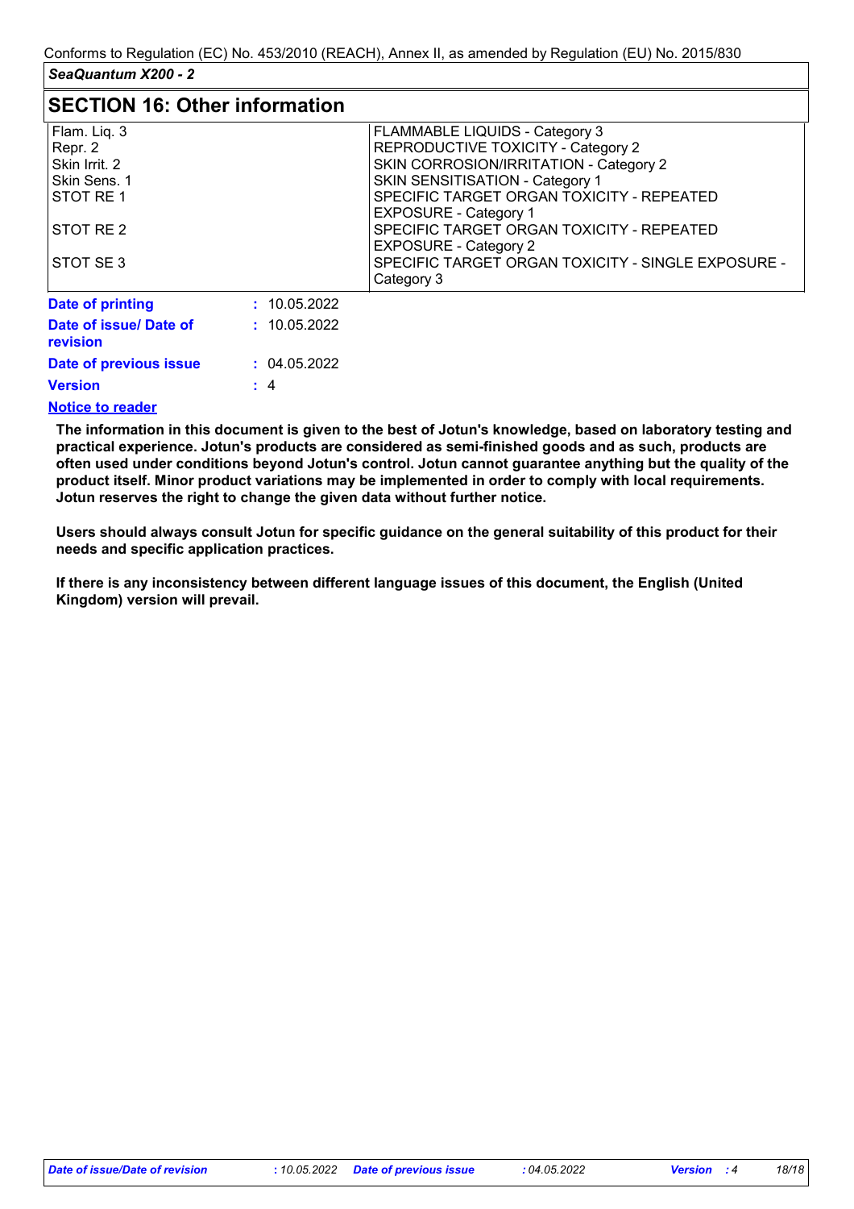## SECTION 16: Other information

| | |
|---|---|
| Flam. Liq. 3 | FLAMMABLE LIQUIDS - Category 3 |
| Repr. 2 | REPRODUCTIVE TOXICITY - Category 2 |
| Skin Irrit. 2 | SKIN CORROSION/IRRITATION - Category 2 |
| Skin Sens. 1 | SKIN SENSITISATION - Category 1 |
| STOT RE 1 | SPECIFIC TARGET ORGAN TOXICITY - REPEATED EXPOSURE - Category 1 |
| STOT RE 2 | SPECIFIC TARGET ORGAN TOXICITY - REPEATED EXPOSURE - Category 2 |
| STOT SE 3 | SPECIFIC TARGET ORGAN TOXICITY - SINGLE EXPOSURE - Category 3 |

**Date of printing** : 10.05.2022

**Date of issue/ Date of revision** : 10.05.2022

**Date of previous issue** : 04.05.2022

**Version** : 4

**Notice to reader**

**The information in this document is given to the best of Jotun's knowledge, based on laboratory testing and practical experience. Jotun's products are considered as semi-finished goods and as such, products are often used under conditions beyond Jotun's control. Jotun cannot guarantee anything but the quality of the product itself. Minor product variations may be implemented in order to comply with local requirements. Jotun reserves the right to change the given data without further notice.**

**Users should always consult Jotun for specific guidance on the general suitability of this product for their needs and specific application practices.**

**If there is any inconsistency between different language issues of this document, the English (United Kingdom) version will prevail.**